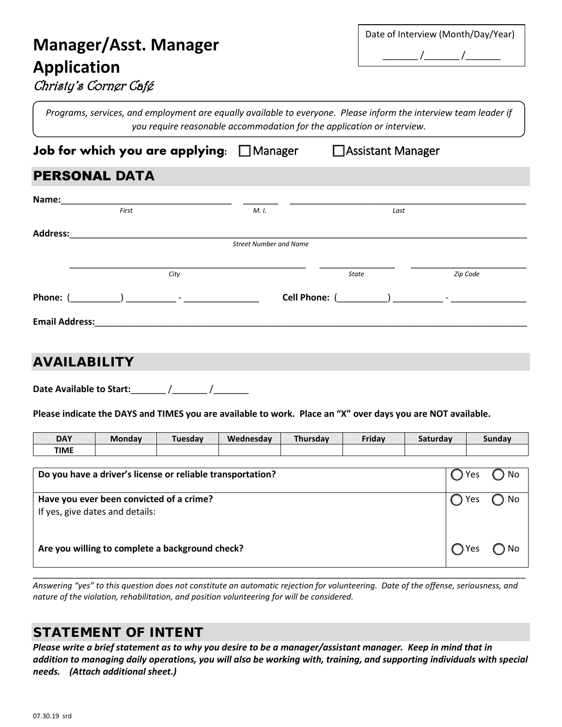# Manager/Asst. Manager Application

*Christy's Corner Café*

Date of Interview (Month/Day/Year)

_______ /_______ /_______

*Programs, services, and employment are equally available to everyone. Please inform the interview team leader if you require reasonable accommodation for the application or interview.*

**Job for which you are applying:** ☐ Manager ☐ Assistant Manager

## PERSONAL DATA

**Name:**___________________________________ _______ ___________________________________________________

*First* *M. I.* *Last*

**Address:**_____________________________________________________________________________________________

*Street Number and Name*

___________________________________________________ ________________ _________________________

*City* *State* *Zip Code*

**Phone:** (__________) __________ - _______________ **Cell Phone:** (__________) __________ - _______________

**Email Address:**_________________________________________________________________________________________

## AVAILABILITY

**Date Available to Start:**_______ /_______ /_______

**Please indicate the DAYS and TIMES you are available to work. Place an "X" over days you are NOT available.**

| DAY | Monday | Tuesday | Wednesday | Thursday | Friday | Saturday | Sunday |
|---|---|---|---|---|---|---|---|
| TIME | | | | | | | |

| | |
|---|---|
| **Do you have a driver's license or reliable transportation?** | ◯ Yes ◯ No |
| **Have you ever been convicted of a crime?** If yes, give dates and details: | ◯ Yes ◯ No |
| **Are you willing to complete a background check?** | ◯ Yes ◯ No |

*Answering "yes" to this question does not constitute an automatic rejection for volunteering. Date of the offense, seriousness, and nature of the violation, rehabilitation, and position volunteering for will be considered.*

## STATEMENT OF INTENT

***Please write a brief statement as to why you desire to be a manager/assistant manager. Keep in mind that in addition to managing daily operations, you will also be working with, training, and supporting individuals with special needs. (Attach additional sheet.)***

07.30.19 srd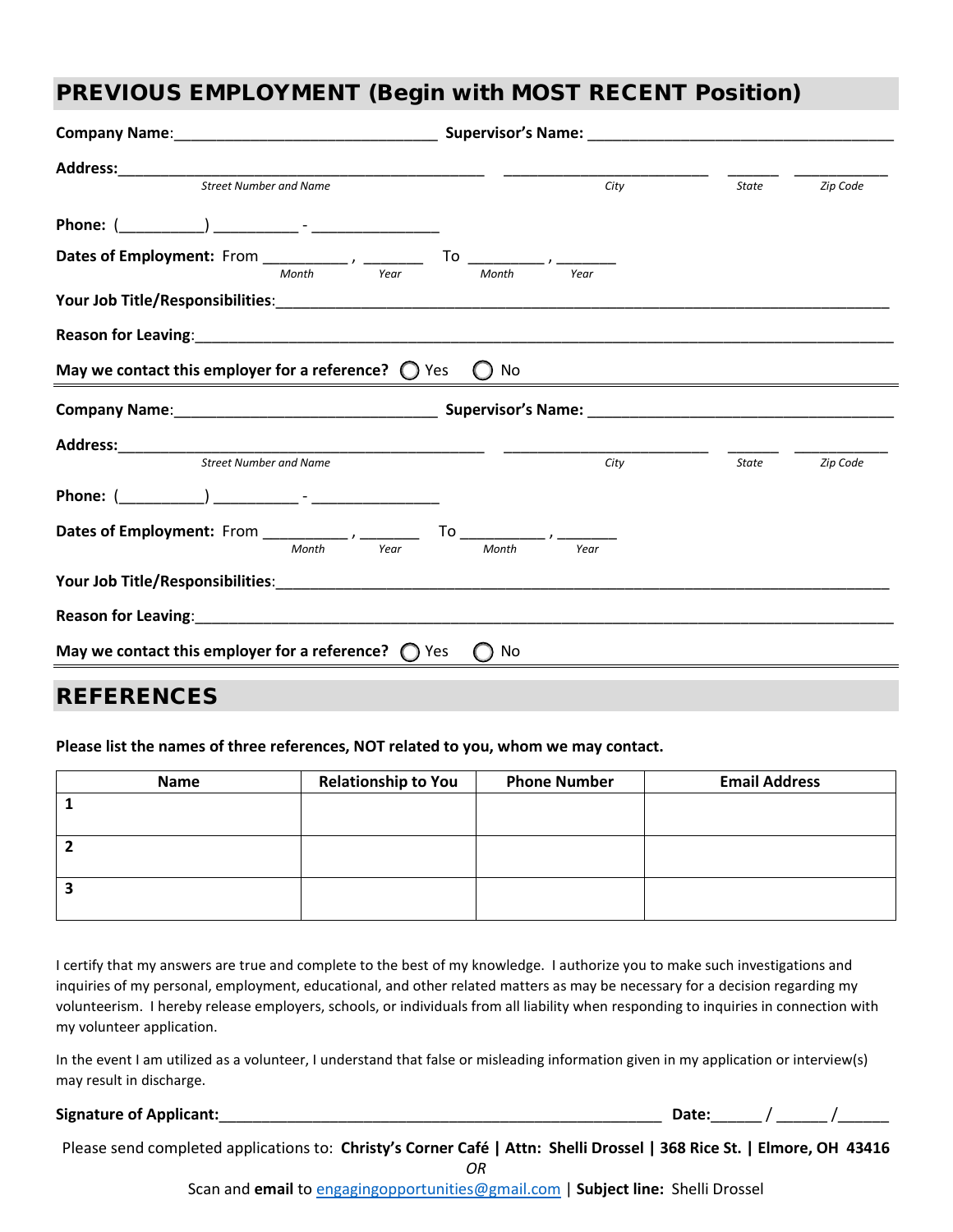## PREVIOUS EMPLOYMENT (Begin with MOST RECENT Position)

**Company Name**:______________________________ **Supervisor's Name:** ___________________________________

**Address:**__________________________________________ ________________________ ______ ___________
*Street Number and Name* *City* *State* *Zip Code*

**Phone:** (__________) __________ - _______________

**Dates of Employment:** From __________ , _______ To _________ , _______
*Month* *Year* *Month* *Year*

**Your Job Title/Responsibilities**:__________________________________________________________________________

**Reason for Leaving**:_______________________________________________________________________________

**May we contact this employer for a reference?** ◯ Yes ◯ No

---

**Company Name**:______________________________ **Supervisor's Name:** ___________________________________

**Address:**__________________________________________ ________________________ ______ ___________
*Street Number and Name* *City* *State* *Zip Code*

**Phone:** (__________) __________ - _______________

**Dates of Employment:** From __________ , _______ To __________ , _______
*Month* *Year* *Month* *Year*

**Your Job Title/Responsibilities**:__________________________________________________________________________

**Reason for Leaving**:_______________________________________________________________________________

**May we contact this employer for a reference?** ◯ Yes ◯ No

---

## REFERENCES

**Please list the names of three references, NOT related to you, whom we may contact.**

| Name | Relationship to You | Phone Number | Email Address |
|---|---|---|---|
| **1** | | | |
| **2** | | | |
| **3** | | | |

I certify that my answers are true and complete to the best of my knowledge. I authorize you to make such investigations and inquiries of my personal, employment, educational, and other related matters as may be necessary for a decision regarding my volunteerism. I hereby release employers, schools, or individuals from all liability when responding to inquiries in connection with my volunteer application.

In the event I am utilized as a volunteer, I understand that false or misleading information given in my application or interview(s) may result in discharge.

**Signature of Applicant:**_____________________________________________________ **Date:**______ / ______ /______

Please send completed applications to: **Christy's Corner Café | Attn: Shelli Drossel | 368 Rice St. | Elmore, OH 43416**

*OR*

Scan and **email** to engagingopportunities@gmail.com | **Subject line:** Shelli Drossel